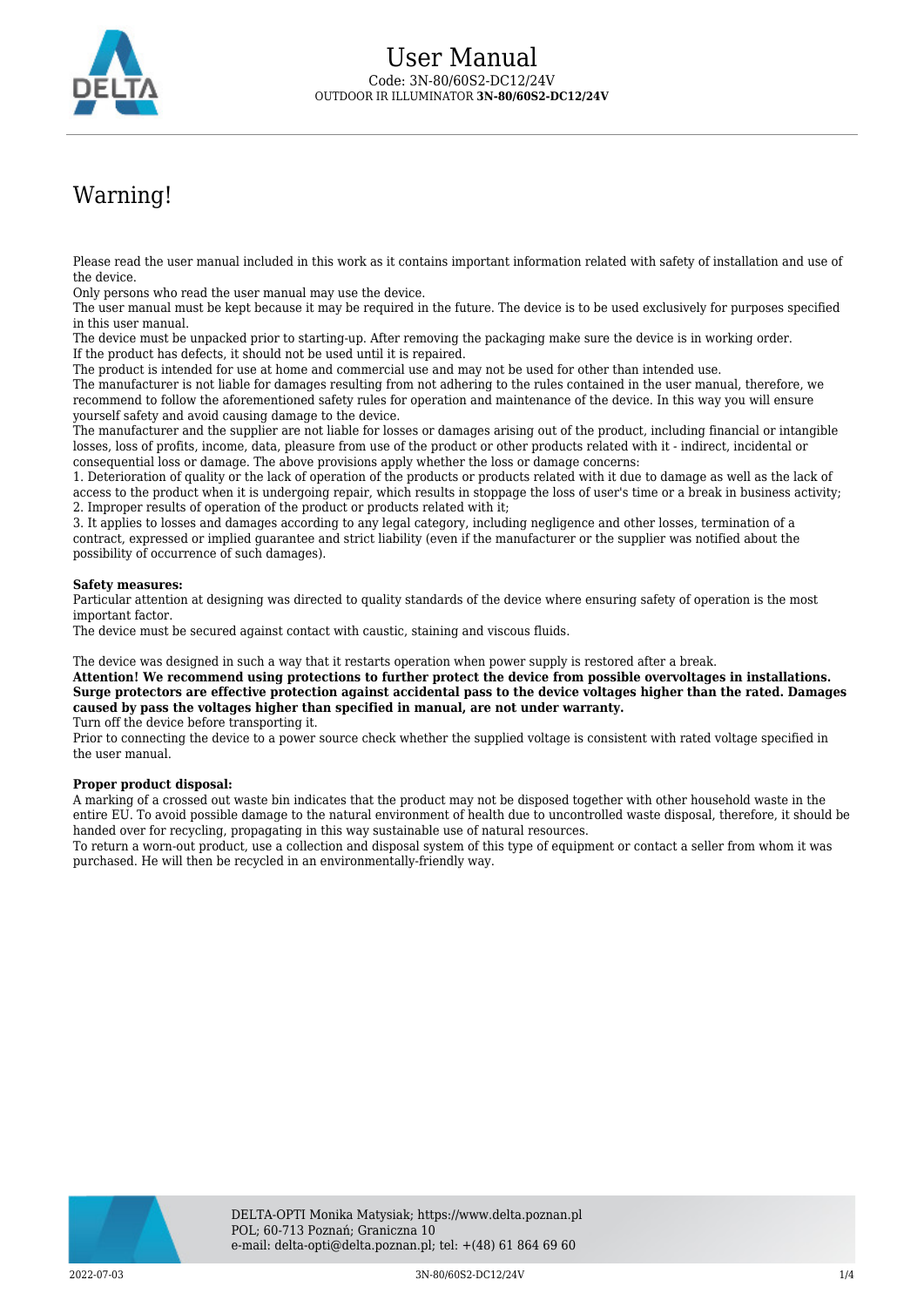# User Manual

Code: 3N-80/60S2-DC12/24V

OUTDOOR IR ILLUMINATOR **3N-80/60S2-DC12/24V**

## Warning!

Please read the user manual included in this work as it contains important information related with safety of installation and use of the device.

Only persons who read the user manual may use the device.

The user manual must be kept because it may be required in the future. The device is to be used exclusively for purposes specified in this user manual.

The device must be unpacked prior to starting-up. After removing the packaging make sure the device is in working order.

If the product has defects, it should not be used until it is repaired.

The product is intended for use at home and commercial use and may not be used for other than intended use.

The manufacturer is not liable for damages resulting from not adhering to the rules contained in the user manual, therefore, we recommend to follow the aforementioned safety rules for operation and maintenance of the device. In this way you will ensure yourself safety and avoid causing damage to the device.

The manufacturer and the supplier are not liable for losses or damages arising out of the product, including financial or intangible losses, loss of profits, income, data, pleasure from use of the product or other products related with it - indirect, incidental or consequential loss or damage. The above provisions apply whether the loss or damage concerns:

1. Deterioration of quality or the lack of operation of the products or products related with it due to damage as well as the lack of access to the product when it is undergoing repair, which results in stoppage the loss of user's time or a break in business activity;
2. Improper results of operation of the product or products related with it;
3. It applies to losses and damages according to any legal category, including negligence and other losses, termination of a contract, expressed or implied guarantee and strict liability (even if the manufacturer or the supplier was notified about the possibility of occurrence of such damages).

**Safety measures:**

Particular attention at designing was directed to quality standards of the device where ensuring safety of operation is the most important factor.

The device must be secured against contact with caustic, staining and viscous fluids.

The device was designed in such a way that it restarts operation when power supply is restored after a break.

**Attention! We recommend using protections to further protect the device from possible overvoltages in installations. Surge protectors are effective protection against accidental pass to the device voltages higher than the rated. Damages caused by pass the voltages higher than specified in manual, are not under warranty.**

Turn off the device before transporting it.

Prior to connecting the device to a power source check whether the supplied voltage is consistent with rated voltage specified in the user manual.

**Proper product disposal:**

A marking of a crossed out waste bin indicates that the product may not be disposed together with other household waste in the entire EU. To avoid possible damage to the natural environment of health due to uncontrolled waste disposal, therefore, it should be handed over for recycling, propagating in this way sustainable use of natural resources.

To return a worn-out product, use a collection and disposal system of this type of equipment or contact a seller from whom it was purchased. He will then be recycled in an environmentally-friendly way.

DELTA-OPTI Monika Matysiak; https://www.delta.poznan.pl
POL; 60-713 Poznań; Graniczna 10
e-mail: delta-opti@delta.poznan.pl; tel: +(48) 61 864 69 60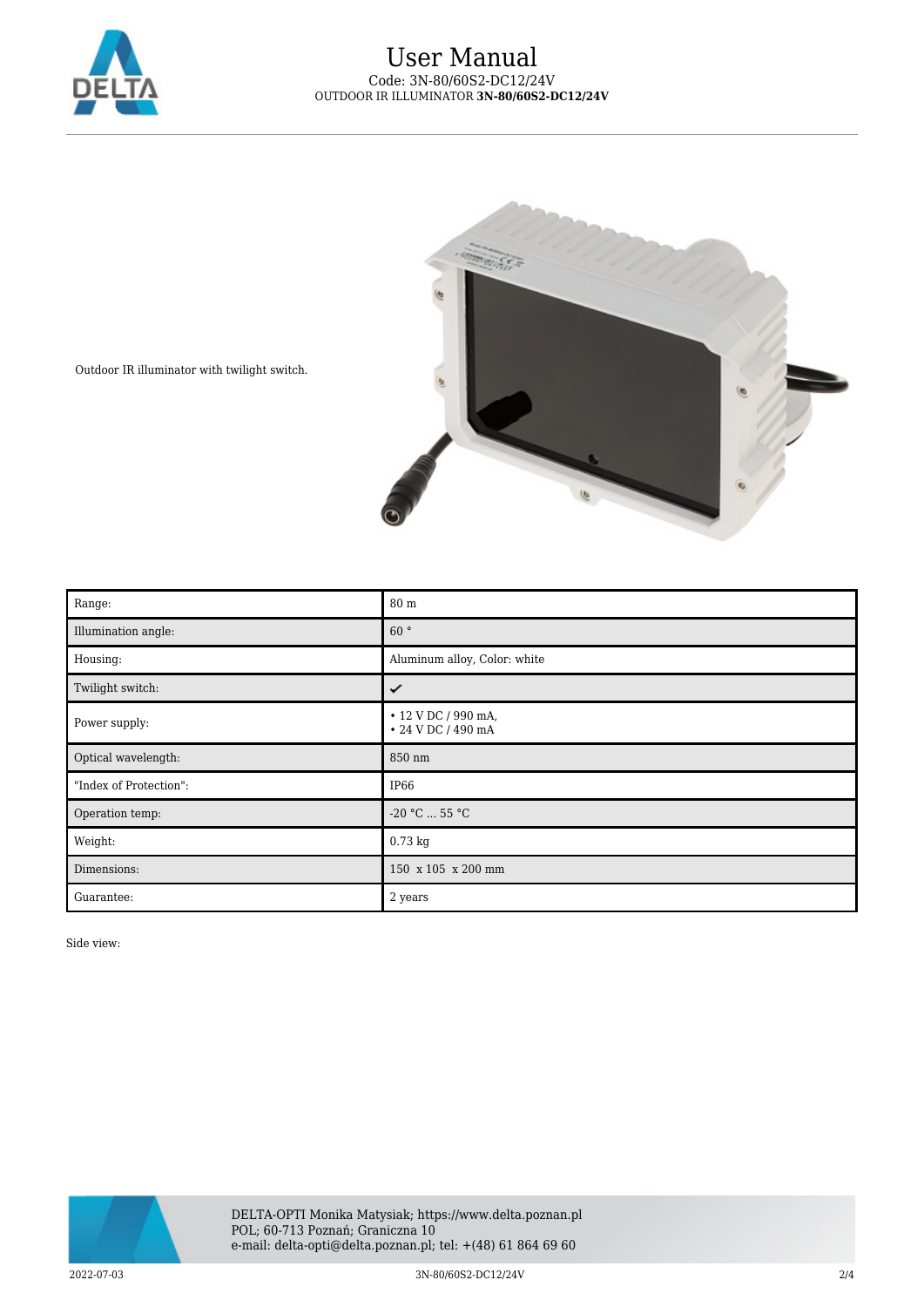# User Manual

Code: 3N-80/60S2-DC12/24V

OUTDOOR IR ILLUMINATOR **3N-80/60S2-DC12/24V**

Outdoor IR illuminator with twilight switch.

| | |
|---|---|
| Range: | 80 m |
| Illumination angle: | 60 ° |
| Housing: | Aluminum alloy, Color: white |
| Twilight switch: | ✓ |
| Power supply: | • 12 V DC / 990 mA,<br>• 24 V DC / 490 mA |
| Optical wavelength: | 850 nm |
| "Index of Protection": | IP66 |
| Operation temp: | -20 °C ... 55 °C |
| Weight: | 0.73 kg |
| Dimensions: | 150 x 105 x 200 mm |
| Guarantee: | 2 years |

Side view:

DELTA-OPTI Monika Matysiak; https://www.delta.poznan.pl
POL; 60-713 Poznań; Graniczna 10
e-mail: delta-opti@delta.poznan.pl; tel: +(48) 61 864 69 60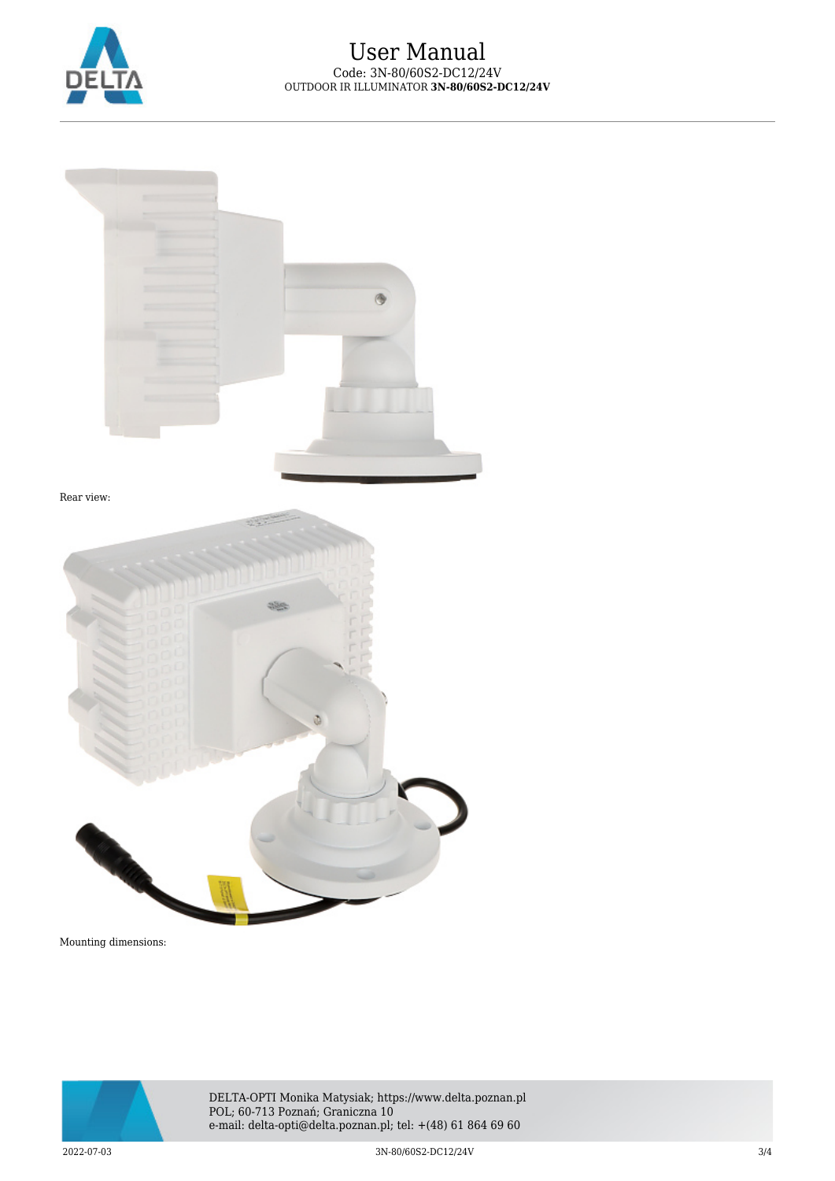Rear view:

Mounting dimensions: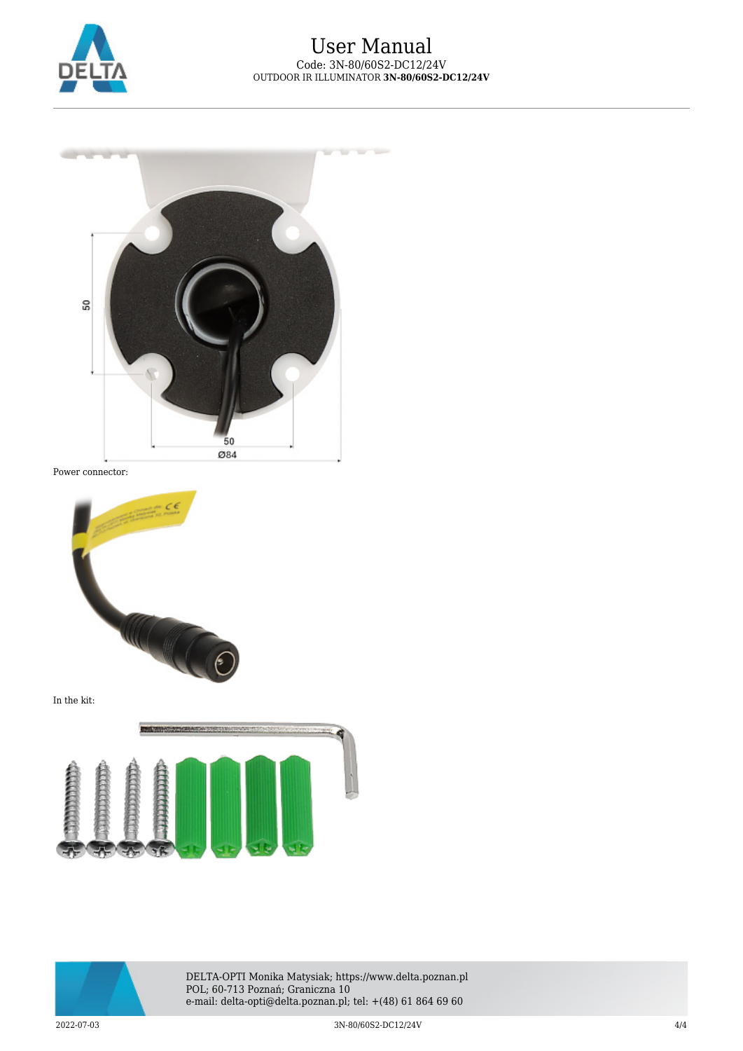Power connector:

In the kit: